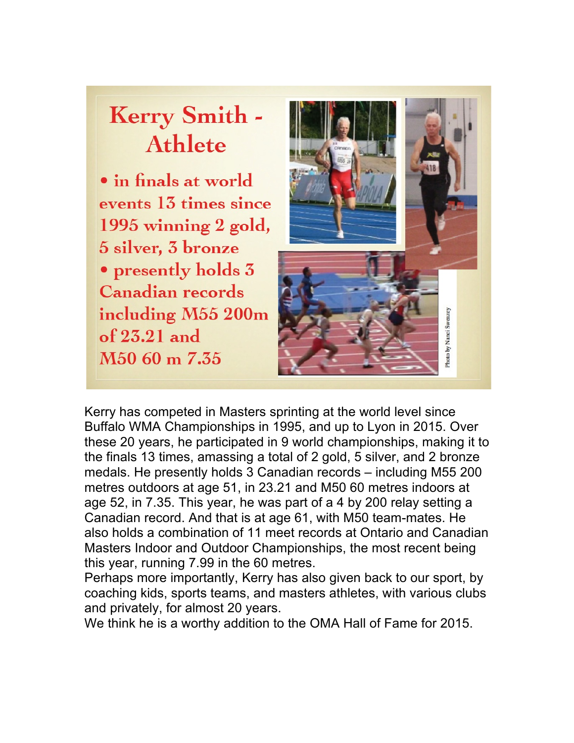# Kerry Smith - Athlete

- in finals at world events 13 times since 1995 winning 2 gold, 5 silver, 3 bronze
- presently holds 3 Canadian records including M55 200m of 23.21 and M50 60 m 7.35

Photo by Nanci Swenzey

Kerry has competed in Masters sprinting at the world level since Buffalo WMA Championships in 1995, and up to Lyon in 2015. Over these 20 years, he participated in 9 world championships, making it to the finals 13 times, amassing a total of 2 gold, 5 silver, and 2 bronze medals. He presently holds 3 Canadian records – including M55 200 metres outdoors at age 51, in 23.21 and M50 60 metres indoors at age 52, in 7.35. This year, he was part of a 4 by 200 relay setting a Canadian record. And that is at age 61, with M50 team-mates. He also holds a combination of 11 meet records at Ontario and Canadian Masters Indoor and Outdoor Championships, the most recent being this year, running 7.99 in the 60 metres.

Perhaps more importantly, Kerry has also given back to our sport, by coaching kids, sports teams, and masters athletes, with various clubs and privately, for almost 20 years.

We think he is a worthy addition to the OMA Hall of Fame for 2015.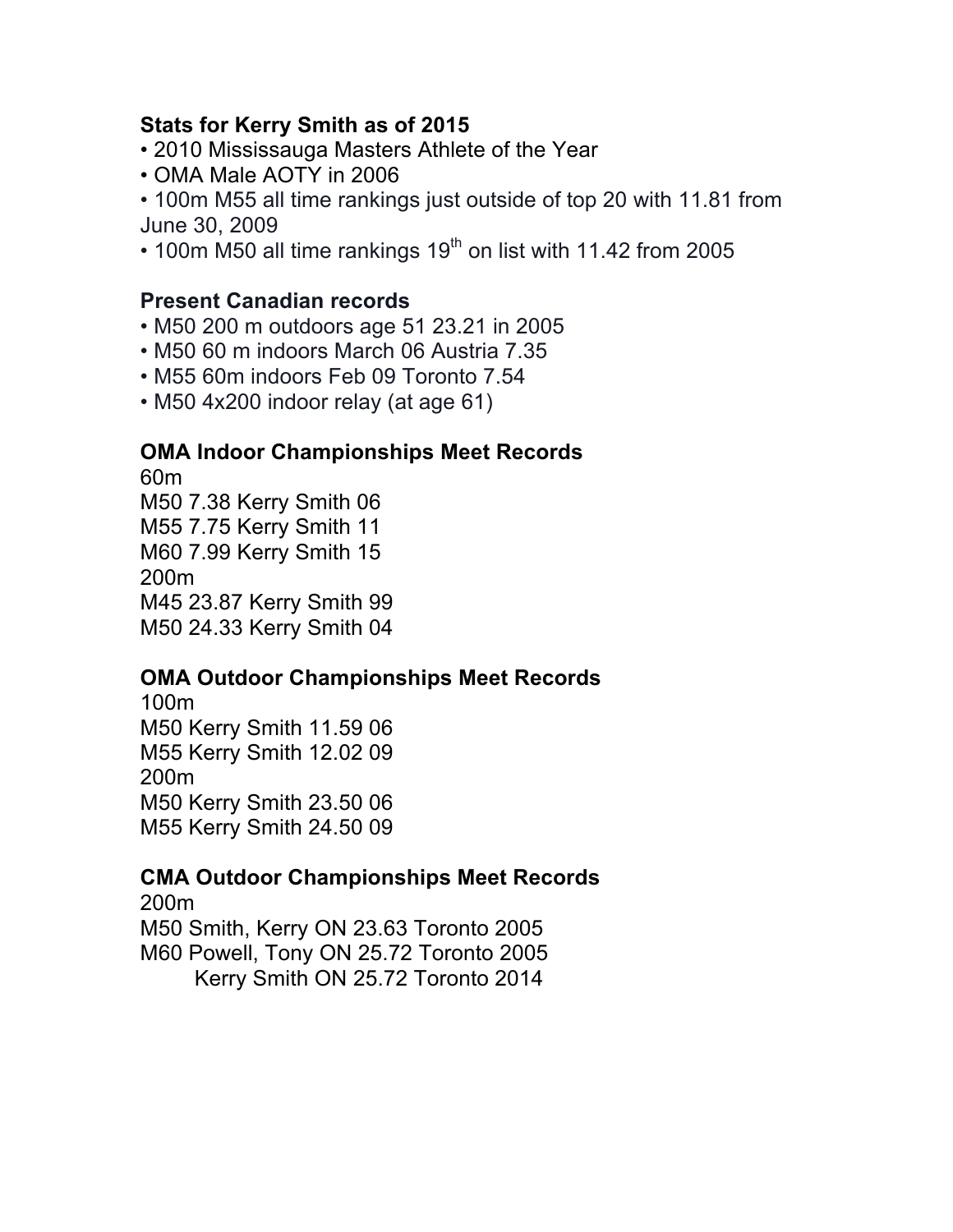**Stats for Kerry Smith as of 2015**

- 2010 Mississauga Masters Athlete of the Year
- OMA Male AOTY in 2006
- 100m M55 all time rankings just outside of top 20 with 11.81 from June 30, 2009
- 100m M50 all time rankings 19th on list with 11.42 from 2005

**Present Canadian records**

- M50 200 m outdoors age 51 23.21 in 2005
- M50 60 m indoors March 06 Austria 7.35
- M55 60m indoors Feb 09 Toronto 7.54
- M50 4x200 indoor relay (at age 61)

**OMA Indoor Championships Meet Records**

60m
M50 7.38 Kerry Smith 06
M55 7.75 Kerry Smith 11
M60 7.99 Kerry Smith 15
200m
M45 23.87 Kerry Smith 99
M50 24.33 Kerry Smith 04

**OMA Outdoor Championships Meet Records**

100m
M50 Kerry Smith 11.59 06
M55 Kerry Smith 12.02 09
200m
M50 Kerry Smith 23.50 06
M55 Kerry Smith 24.50 09

**CMA Outdoor Championships Meet Records**

200m
M50 Smith, Kerry ON 23.63 Toronto 2005
M60 Powell, Tony ON 25.72 Toronto 2005
Kerry Smith ON 25.72 Toronto 2014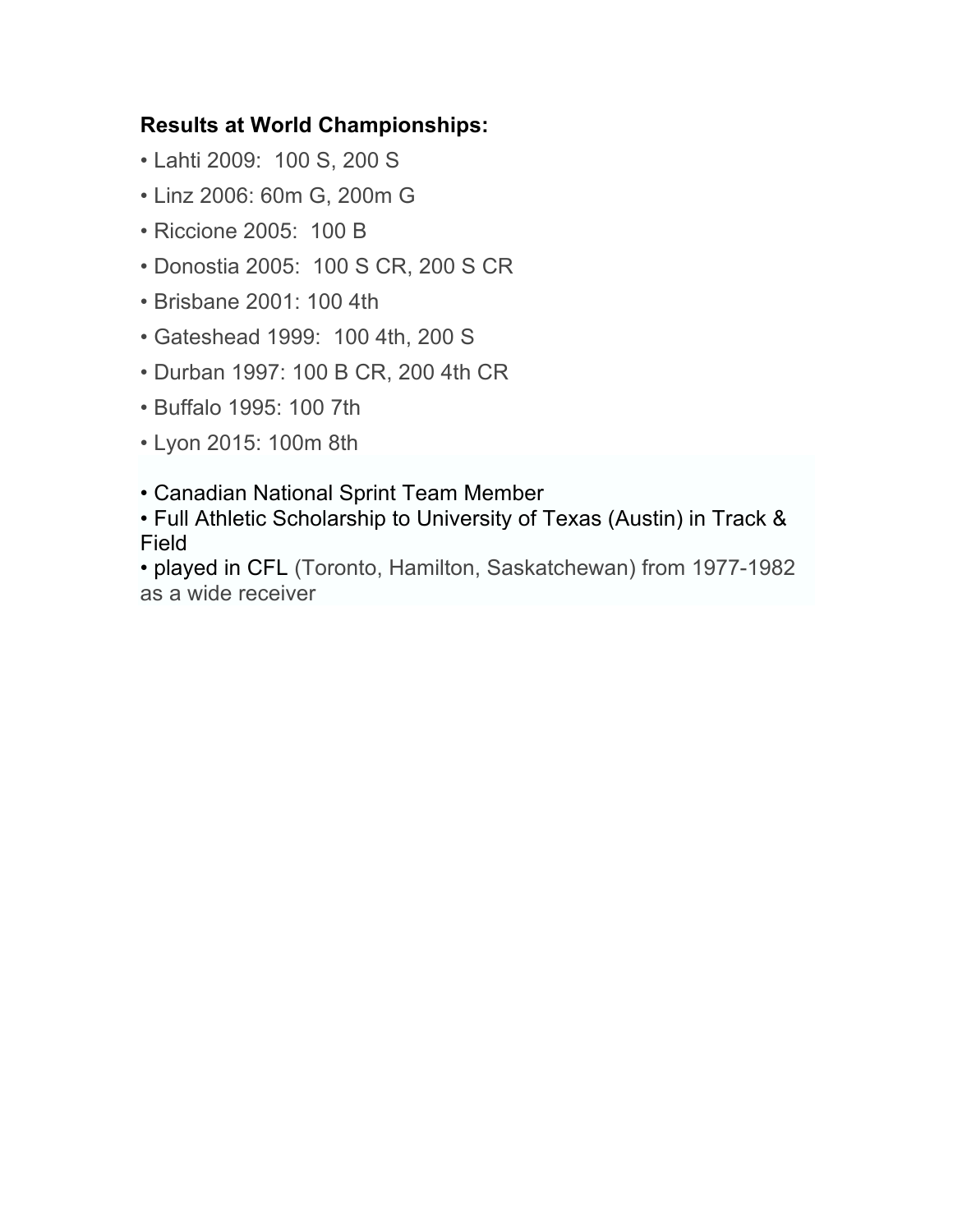**Results at World Championships:**

- Lahti 2009: 100 S, 200 S
- Linz 2006: 60m G, 200m G
- Riccione 2005: 100 B
- Donostia 2005: 100 S CR, 200 S CR
- Brisbane 2001: 100 4th
- Gateshead 1999: 100 4th, 200 S
- Durban 1997: 100 B CR, 200 4th CR
- Buffalo 1995: 100 7th
- Lyon 2015: 100m 8th

- Canadian National Sprint Team Member
- Full Athletic Scholarship to University of Texas (Austin) in Track & Field
- played in CFL (Toronto, Hamilton, Saskatchewan) from 1977-1982 as a wide receiver